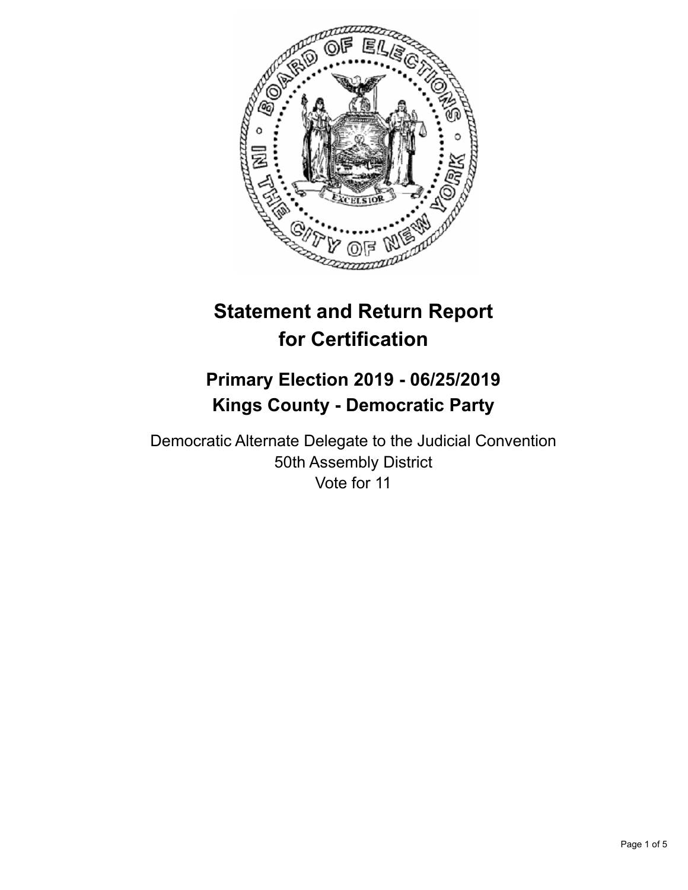# Statement and Return Report for Certification

## Primary Election 2019 - 06/25/2019
## Kings County - Democratic Party

Democratic Alternate Delegate to the Judicial Convention
50th Assembly District
Vote for 11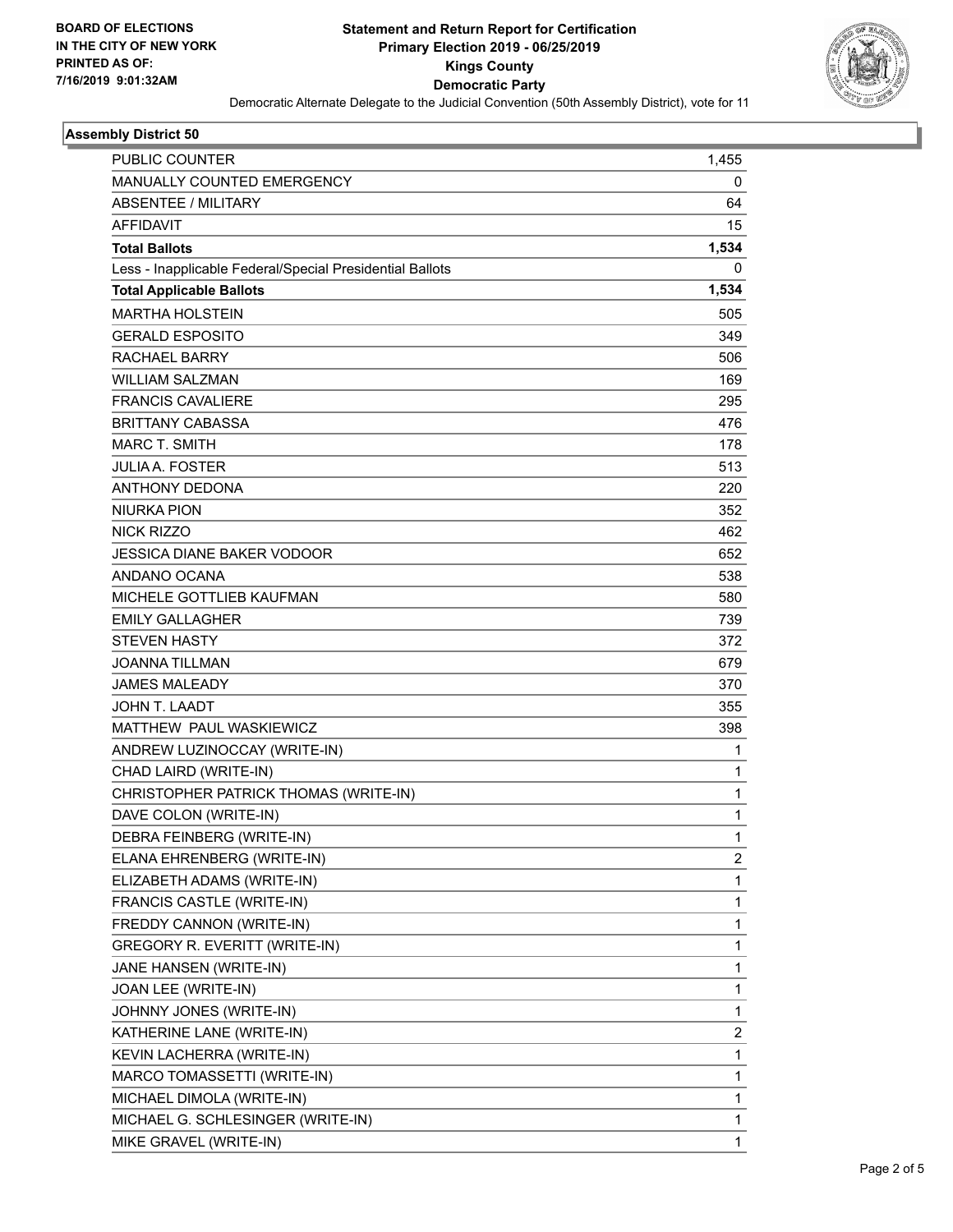**BOARD OF ELECTIONS IN THE CITY OF NEW YORK PRINTED AS OF: 7/16/2019 9:01:32AM**

# Statement and Return Report for Certification
## Primary Election 2019 - 06/25/2019
## Kings County
## Democratic Party

Democratic Alternate Delegate to the Judicial Convention (50th Assembly District), vote for 11

### Assembly District 50

| | |
|---|---|
| PUBLIC COUNTER | 1,455 |
| MANUALLY COUNTED EMERGENCY | 0 |
| ABSENTEE / MILITARY | 64 |
| AFFIDAVIT | 15 |
| **Total Ballots** | **1,534** |
| Less - Inapplicable Federal/Special Presidential Ballots | 0 |
| **Total Applicable Ballots** | **1,534** |
| MARTHA HOLSTEIN | 505 |
| GERALD ESPOSITO | 349 |
| RACHAEL BARRY | 506 |
| WILLIAM SALZMAN | 169 |
| FRANCIS CAVALIERE | 295 |
| BRITTANY CABASSA | 476 |
| MARC T. SMITH | 178 |
| JULIA A. FOSTER | 513 |
| ANTHONY DEDONA | 220 |
| NIURKA PION | 352 |
| NICK RIZZO | 462 |
| JESSICA DIANE BAKER VODOOR | 652 |
| ANDANO OCANA | 538 |
| MICHELE GOTTLIEB KAUFMAN | 580 |
| EMILY GALLAGHER | 739 |
| STEVEN HASTY | 372 |
| JOANNA TILLMAN | 679 |
| JAMES MALEADY | 370 |
| JOHN T. LAADT | 355 |
| MATTHEW PAUL WASKIEWICZ | 398 |
| ANDREW LUZINOCCAY (WRITE-IN) | 1 |
| CHAD LAIRD (WRITE-IN) | 1 |
| CHRISTOPHER PATRICK THOMAS (WRITE-IN) | 1 |
| DAVE COLON (WRITE-IN) | 1 |
| DEBRA FEINBERG (WRITE-IN) | 1 |
| ELANA EHRENBERG (WRITE-IN) | 2 |
| ELIZABETH ADAMS (WRITE-IN) | 1 |
| FRANCIS CASTLE (WRITE-IN) | 1 |
| FREDDY CANNON (WRITE-IN) | 1 |
| GREGORY R. EVERITT (WRITE-IN) | 1 |
| JANE HANSEN (WRITE-IN) | 1 |
| JOAN LEE (WRITE-IN) | 1 |
| JOHNNY JONES (WRITE-IN) | 1 |
| KATHERINE LANE (WRITE-IN) | 2 |
| KEVIN LACHERRA (WRITE-IN) | 1 |
| MARCO TOMASSETTI (WRITE-IN) | 1 |
| MICHAEL DIMOLA (WRITE-IN) | 1 |
| MICHAEL G. SCHLESINGER (WRITE-IN) | 1 |
| MIKE GRAVEL (WRITE-IN) | 1 |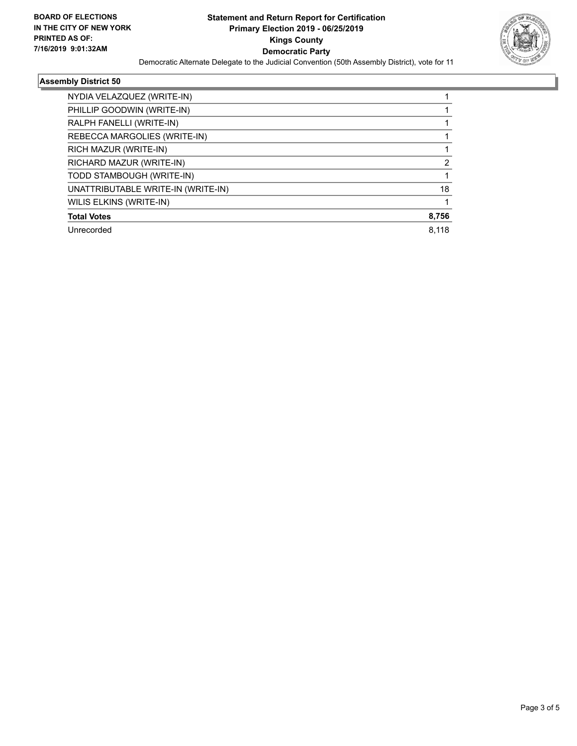**BOARD OF ELECTIONS IN THE CITY OF NEW YORK PRINTED AS OF: 7/16/2019 9:01:32AM**

# Statement and Return Report for Certification
## Primary Election 2019 - 06/25/2019
## Kings County
## Democratic Party

Democratic Alternate Delegate to the Judicial Convention (50th Assembly District), vote for 11

### Assembly District 50

| Candidate | Votes |
|---|---|
| NYDIA VELAZQUEZ (WRITE-IN) | 1 |
| PHILLIP GOODWIN (WRITE-IN) | 1 |
| RALPH FANELLI (WRITE-IN) | 1 |
| REBECCA MARGOLIES (WRITE-IN) | 1 |
| RICH MAZUR (WRITE-IN) | 1 |
| RICHARD MAZUR (WRITE-IN) | 2 |
| TODD STAMBOUGH (WRITE-IN) | 1 |
| UNATTRIBUTABLE WRITE-IN (WRITE-IN) | 18 |
| WILIS ELKINS (WRITE-IN) | 1 |
| **Total Votes** | **8,756** |
| Unrecorded | 8,118 |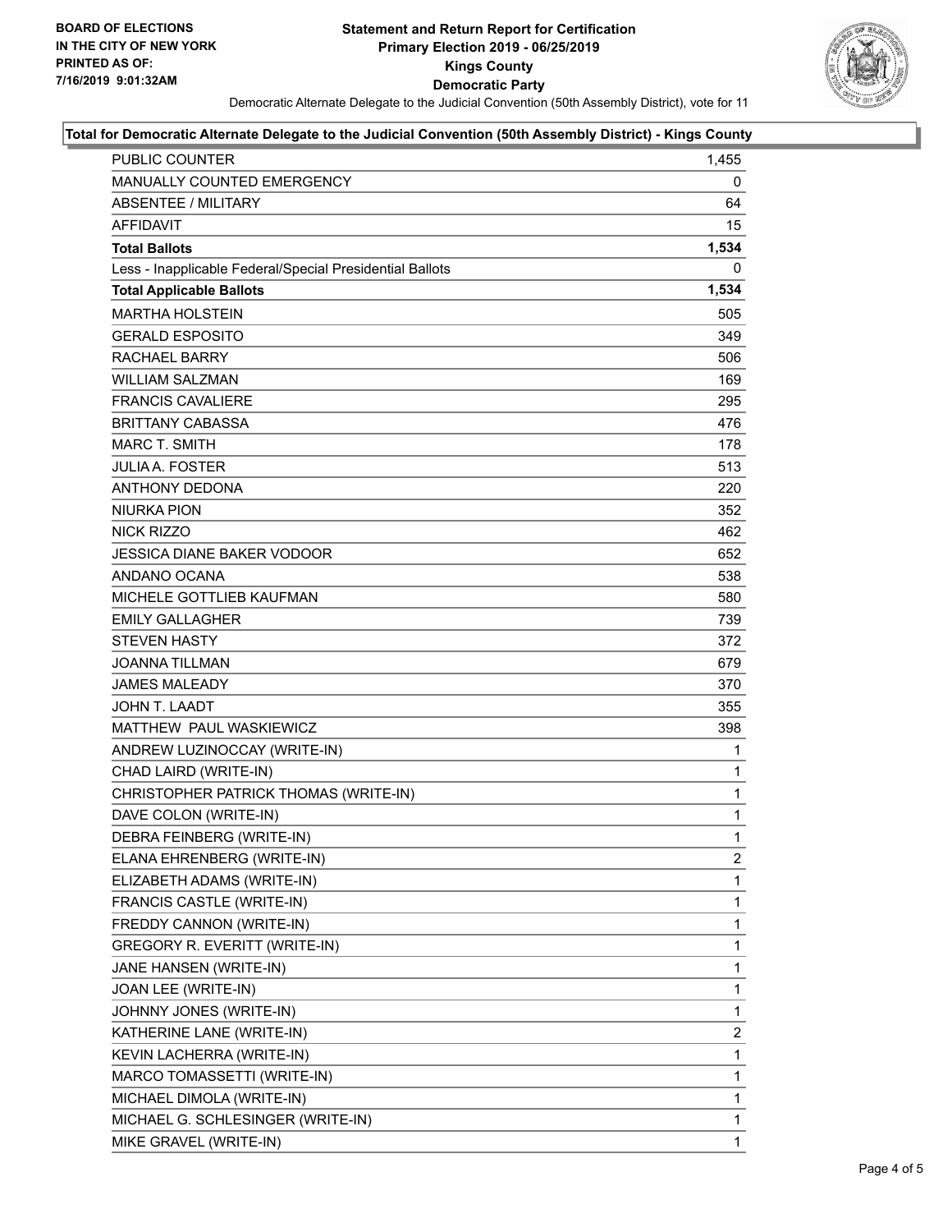**BOARD OF ELECTIONS IN THE CITY OF NEW YORK PRINTED AS OF: 7/16/2019 9:01:32AM**

# Statement and Return Report for Certification
## Primary Election 2019 - 06/25/2019
## Kings County
## Democratic Party

Democratic Alternate Delegate to the Judicial Convention (50th Assembly District), vote for 11

### Total for Democratic Alternate Delegate to the Judicial Convention (50th Assembly District) - Kings County

| | |
|---|---|
| PUBLIC COUNTER | 1,455 |
| MANUALLY COUNTED EMERGENCY | 0 |
| ABSENTEE / MILITARY | 64 |
| AFFIDAVIT | 15 |
| **Total Ballots** | **1,534** |
| Less - Inapplicable Federal/Special Presidential Ballots | 0 |
| **Total Applicable Ballots** | **1,534** |
| MARTHA HOLSTEIN | 505 |
| GERALD ESPOSITO | 349 |
| RACHAEL BARRY | 506 |
| WILLIAM SALZMAN | 169 |
| FRANCIS CAVALIERE | 295 |
| BRITTANY CABASSA | 476 |
| MARC T. SMITH | 178 |
| JULIA A. FOSTER | 513 |
| ANTHONY DEDONA | 220 |
| NIURKA PION | 352 |
| NICK RIZZO | 462 |
| JESSICA DIANE BAKER VODOOR | 652 |
| ANDANO OCANA | 538 |
| MICHELE GOTTLIEB KAUFMAN | 580 |
| EMILY GALLAGHER | 739 |
| STEVEN HASTY | 372 |
| JOANNA TILLMAN | 679 |
| JAMES MALEADY | 370 |
| JOHN T. LAADT | 355 |
| MATTHEW PAUL WASKIEWICZ | 398 |
| ANDREW LUZINOCCAY (WRITE-IN) | 1 |
| CHAD LAIRD (WRITE-IN) | 1 |
| CHRISTOPHER PATRICK THOMAS (WRITE-IN) | 1 |
| DAVE COLON (WRITE-IN) | 1 |
| DEBRA FEINBERG (WRITE-IN) | 1 |
| ELANA EHRENBERG (WRITE-IN) | 2 |
| ELIZABETH ADAMS (WRITE-IN) | 1 |
| FRANCIS CASTLE (WRITE-IN) | 1 |
| FREDDY CANNON (WRITE-IN) | 1 |
| GREGORY R. EVERITT (WRITE-IN) | 1 |
| JANE HANSEN (WRITE-IN) | 1 |
| JOAN LEE (WRITE-IN) | 1 |
| JOHNNY JONES (WRITE-IN) | 1 |
| KATHERINE LANE (WRITE-IN) | 2 |
| KEVIN LACHERRA (WRITE-IN) | 1 |
| MARCO TOMASSETTI (WRITE-IN) | 1 |
| MICHAEL DIMOLA (WRITE-IN) | 1 |
| MICHAEL G. SCHLESINGER (WRITE-IN) | 1 |
| MIKE GRAVEL (WRITE-IN) | 1 |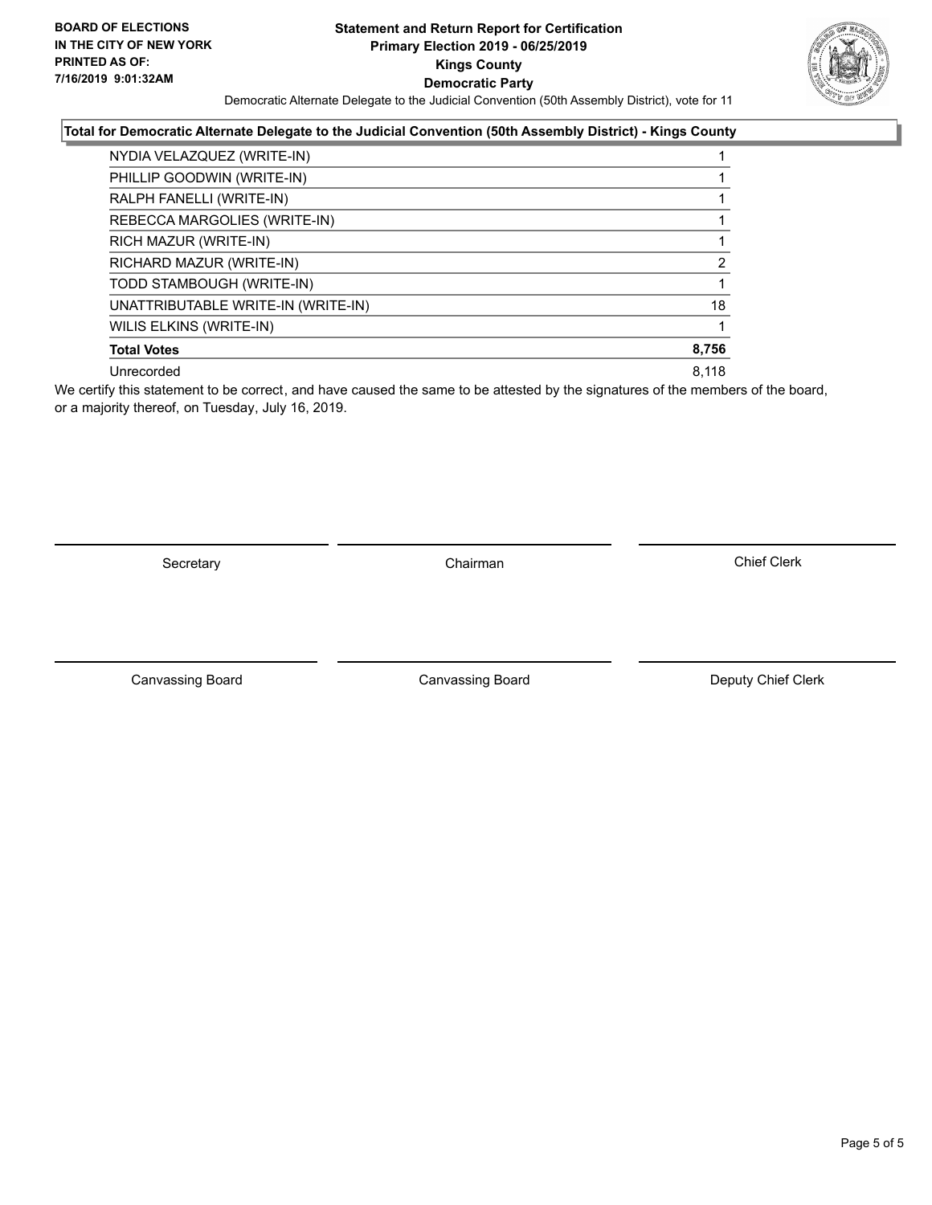**BOARD OF ELECTIONS IN THE CITY OF NEW YORK PRINTED AS OF: 7/16/2019 9:01:32AM**

**Statement and Return Report for Certification Primary Election 2019 - 06/25/2019 Kings County Democratic Party**

Democratic Alternate Delegate to the Judicial Convention (50th Assembly District), vote for 11

**Total for Democratic Alternate Delegate to the Judicial Convention (50th Assembly District) - Kings County**

| | |
|---|---|
| NYDIA VELAZQUEZ (WRITE-IN) | 1 |
| PHILLIP GOODWIN (WRITE-IN) | 1 |
| RALPH FANELLI (WRITE-IN) | 1 |
| REBECCA MARGOLIES (WRITE-IN) | 1 |
| RICH MAZUR (WRITE-IN) | 1 |
| RICHARD MAZUR (WRITE-IN) | 2 |
| TODD STAMBOUGH (WRITE-IN) | 1 |
| UNATTRIBUTABLE WRITE-IN (WRITE-IN) | 18 |
| WILIS ELKINS (WRITE-IN) | 1 |
| **Total Votes** | **8,756** |
| Unrecorded | 8,118 |

We certify this statement to be correct, and have caused the same to be attested by the signatures of the members of the board, or a majority thereof, on Tuesday, July 16, 2019.

Secretary

Chairman

Chief Clerk

Canvassing Board

Canvassing Board

Deputy Chief Clerk